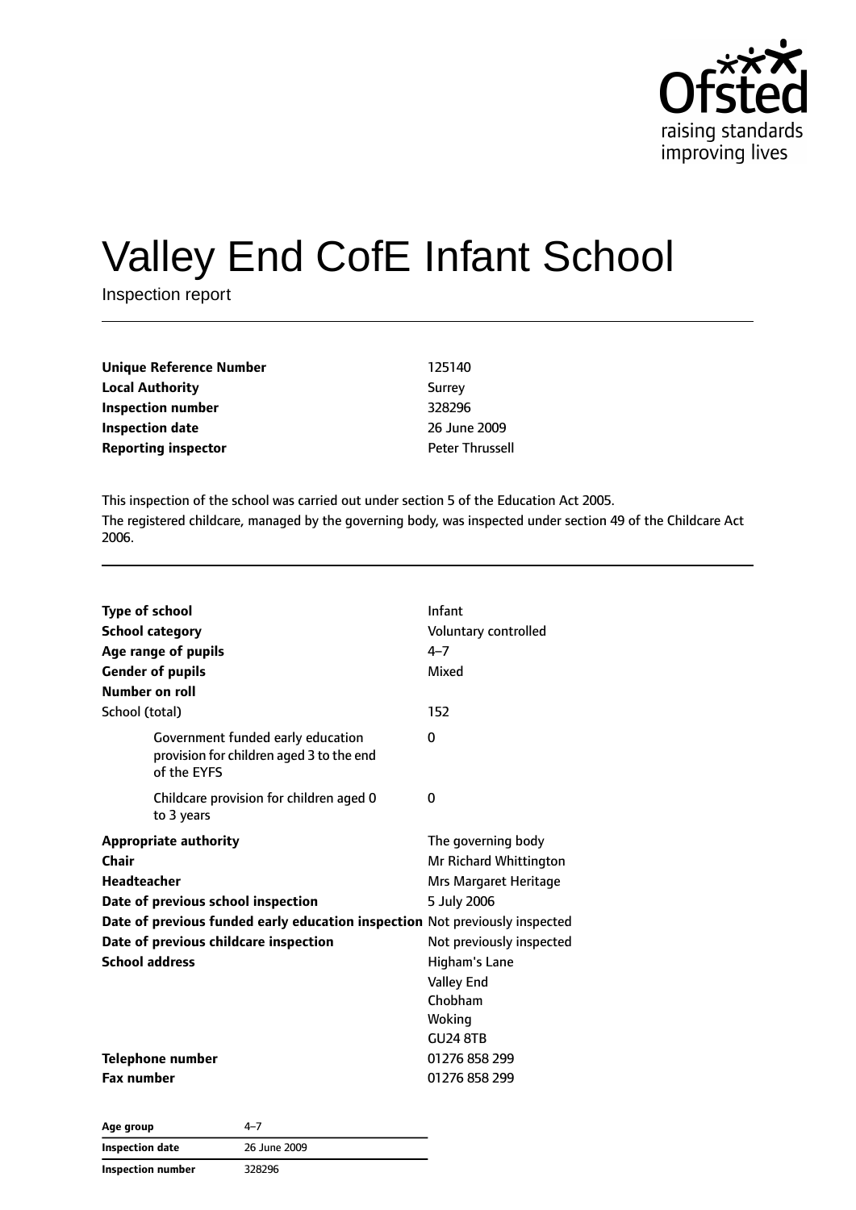# Valley End CofE Infant School

Inspection report

| | |
|---|---|
| **Unique Reference Number** | 125140 |
| **Local Authority** | Surrey |
| **Inspection number** | 328296 |
| **Inspection date** | 26 June 2009 |
| **Reporting inspector** | Peter Thrussell |

This inspection of the school was carried out under section 5 of the Education Act 2005.

The registered childcare, managed by the governing body, was inspected under section 49 of the Childcare Act 2006.

| | |
|---|---|
| **Type of school** | Infant |
| **School category** | Voluntary controlled |
| **Age range of pupils** | 4–7 |
| **Gender of pupils** | Mixed |
| **Number on roll** | |
| School (total) | 152 |
| Government funded early education provision for children aged 3 to the end of the EYFS | 0 |
| Childcare provision for children aged 0 to 3 years | 0 |
| **Appropriate authority** | The governing body |
| **Chair** | Mr Richard Whittington |
| **Headteacher** | Mrs Margaret Heritage |
| **Date of previous school inspection** | 5 July 2006 |
| **Date of previous funded early education inspection** | Not previously inspected |
| **Date of previous childcare inspection** | Not previously inspected |
| **School address** | Higham's Lane<br>Valley End<br>Chobham<br>Woking<br>GU24 8TB |
| **Telephone number** | 01276 858 299 |
| **Fax number** | 01276 858 299 |

| | |
|---|---|
| **Age group** | 4–7 |
| **Inspection date** | 26 June 2009 |
| **Inspection number** | 328296 |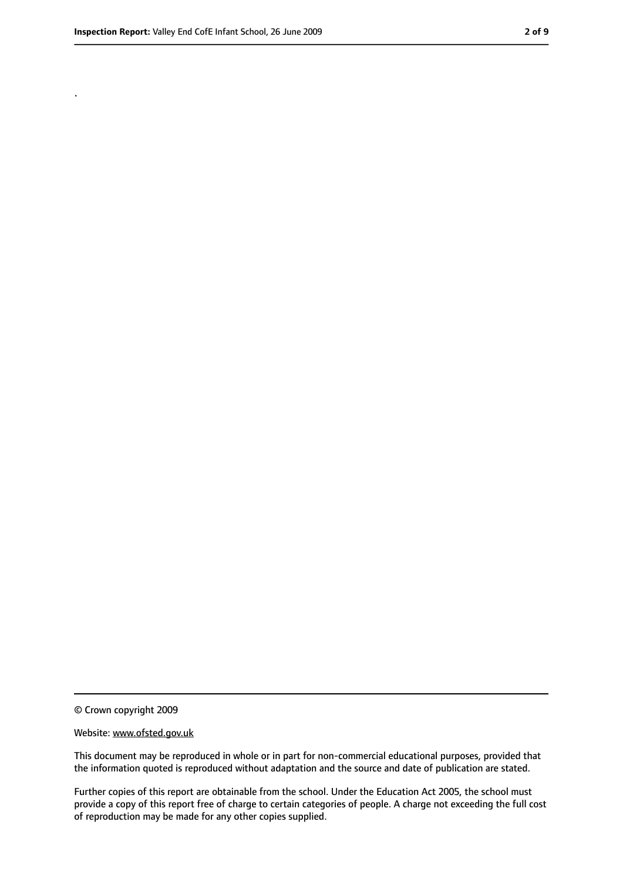.

© Crown copyright 2009

Website: www.ofsted.gov.uk

This document may be reproduced in whole or in part for non-commercial educational purposes, provided that the information quoted is reproduced without adaptation and the source and date of publication are stated.

Further copies of this report are obtainable from the school. Under the Education Act 2005, the school must provide a copy of this report free of charge to certain categories of people. A charge not exceeding the full cost of reproduction may be made for any other copies supplied.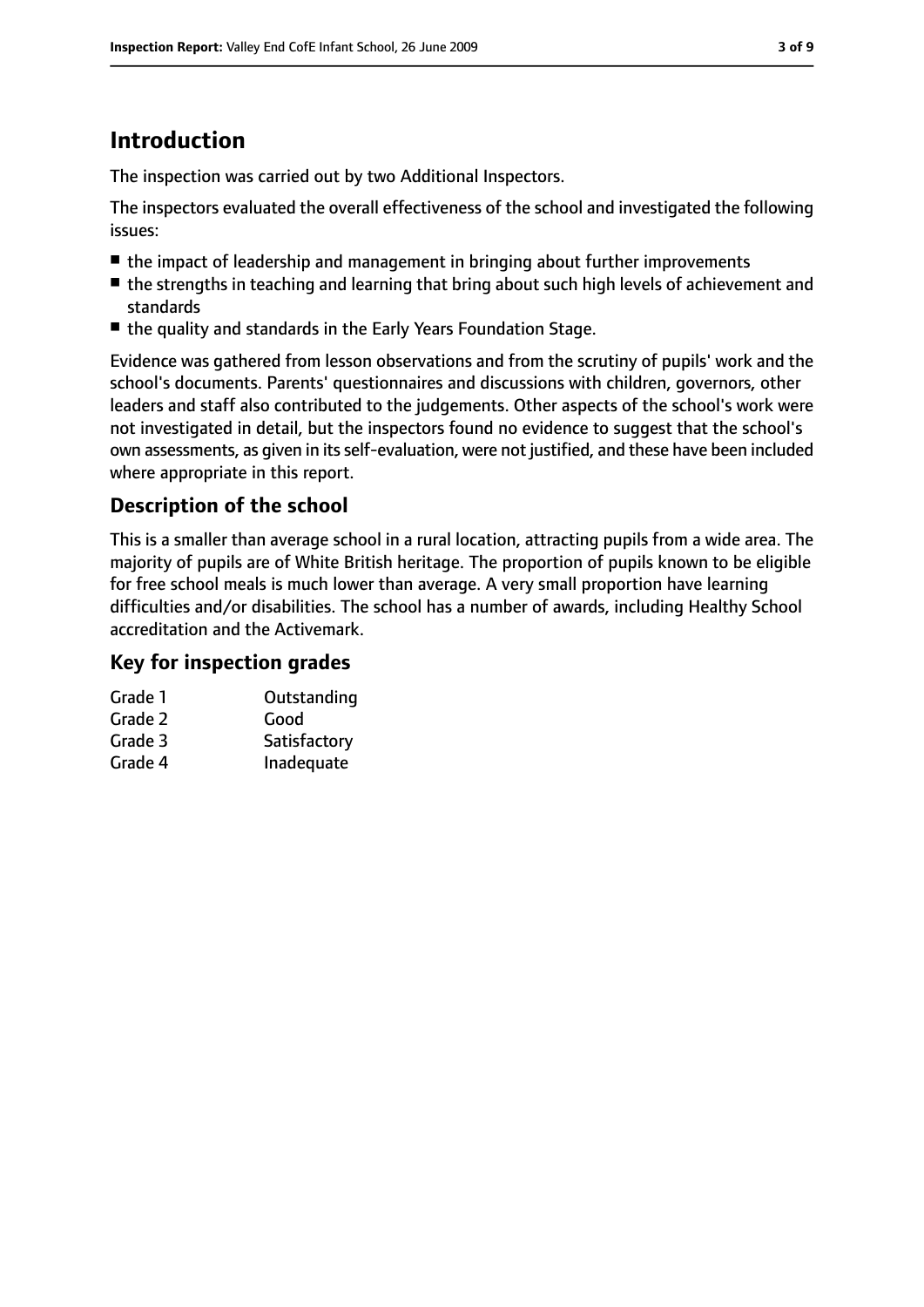## Introduction

The inspection was carried out by two Additional Inspectors.

The inspectors evaluated the overall effectiveness of the school and investigated the following issues:

- the impact of leadership and management in bringing about further improvements
- the strengths in teaching and learning that bring about such high levels of achievement and standards
- the quality and standards in the Early Years Foundation Stage.

Evidence was gathered from lesson observations and from the scrutiny of pupils' work and the school's documents. Parents' questionnaires and discussions with children, governors, other leaders and staff also contributed to the judgements. Other aspects of the school's work were not investigated in detail, but the inspectors found no evidence to suggest that the school's own assessments, as given in its self-evaluation, were not justified, and these have been included where appropriate in this report.

### Description of the school

This is a smaller than average school in a rural location, attracting pupils from a wide area. The majority of pupils are of White British heritage. The proportion of pupils known to be eligible for free school meals is much lower than average. A very small proportion have learning difficulties and/or disabilities. The school has a number of awards, including Healthy School accreditation and the Activemark.

### Key for inspection grades

| | |
|---|---|
| Grade 1 | Outstanding |
| Grade 2 | Good |
| Grade 3 | Satisfactory |
| Grade 4 | Inadequate |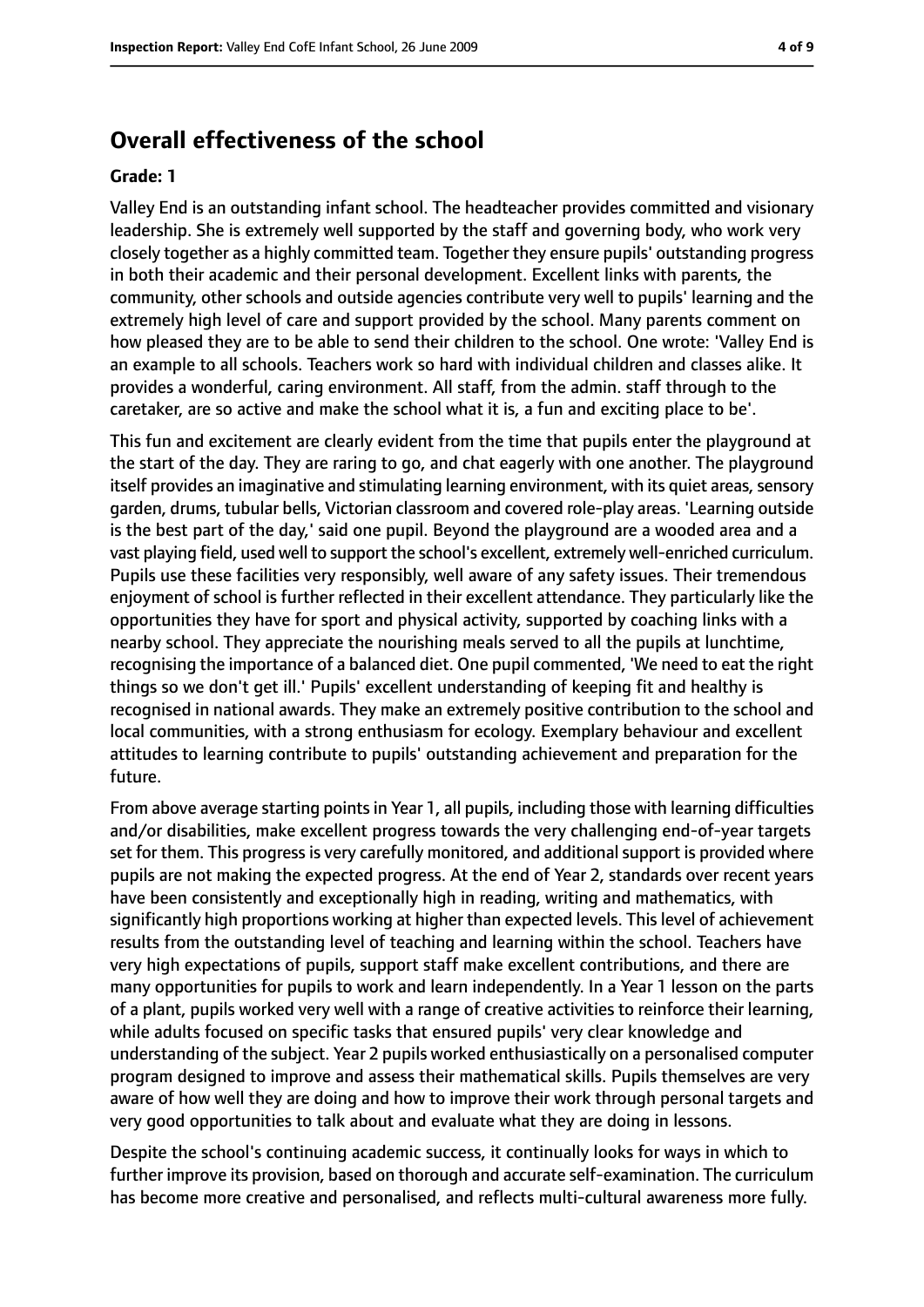## Overall effectiveness of the school

#### Grade: 1

Valley End is an outstanding infant school. The headteacher provides committed and visionary leadership. She is extremely well supported by the staff and governing body, who work very closely together as a highly committed team. Together they ensure pupils' outstanding progress in both their academic and their personal development. Excellent links with parents, the community, other schools and outside agencies contribute very well to pupils' learning and the extremely high level of care and support provided by the school. Many parents comment on how pleased they are to be able to send their children to the school. One wrote: 'Valley End is an example to all schools. Teachers work so hard with individual children and classes alike. It provides a wonderful, caring environment. All staff, from the admin. staff through to the caretaker, are so active and make the school what it is, a fun and exciting place to be'.

This fun and excitement are clearly evident from the time that pupils enter the playground at the start of the day. They are raring to go, and chat eagerly with one another. The playground itself provides an imaginative and stimulating learning environment, with its quiet areas, sensory garden, drums, tubular bells, Victorian classroom and covered role-play areas. 'Learning outside is the best part of the day,' said one pupil. Beyond the playground are a wooded area and a vast playing field, used well to support the school's excellent, extremely well-enriched curriculum. Pupils use these facilities very responsibly, well aware of any safety issues. Their tremendous enjoyment of school is further reflected in their excellent attendance. They particularly like the opportunities they have for sport and physical activity, supported by coaching links with a nearby school. They appreciate the nourishing meals served to all the pupils at lunchtime, recognising the importance of a balanced diet. One pupil commented, 'We need to eat the right things so we don't get ill.' Pupils' excellent understanding of keeping fit and healthy is recognised in national awards. They make an extremely positive contribution to the school and local communities, with a strong enthusiasm for ecology. Exemplary behaviour and excellent attitudes to learning contribute to pupils' outstanding achievement and preparation for the future.

From above average starting points in Year 1, all pupils, including those with learning difficulties and/or disabilities, make excellent progress towards the very challenging end-of-year targets set for them. This progress is very carefully monitored, and additional support is provided where pupils are not making the expected progress. At the end of Year 2, standards over recent years have been consistently and exceptionally high in reading, writing and mathematics, with significantly high proportions working at higher than expected levels. This level of achievement results from the outstanding level of teaching and learning within the school. Teachers have very high expectations of pupils, support staff make excellent contributions, and there are many opportunities for pupils to work and learn independently. In a Year 1 lesson on the parts of a plant, pupils worked very well with a range of creative activities to reinforce their learning, while adults focused on specific tasks that ensured pupils' very clear knowledge and understanding of the subject. Year 2 pupils worked enthusiastically on a personalised computer program designed to improve and assess their mathematical skills. Pupils themselves are very aware of how well they are doing and how to improve their work through personal targets and very good opportunities to talk about and evaluate what they are doing in lessons.

Despite the school's continuing academic success, it continually looks for ways in which to further improve its provision, based on thorough and accurate self-examination. The curriculum has become more creative and personalised, and reflects multi-cultural awareness more fully.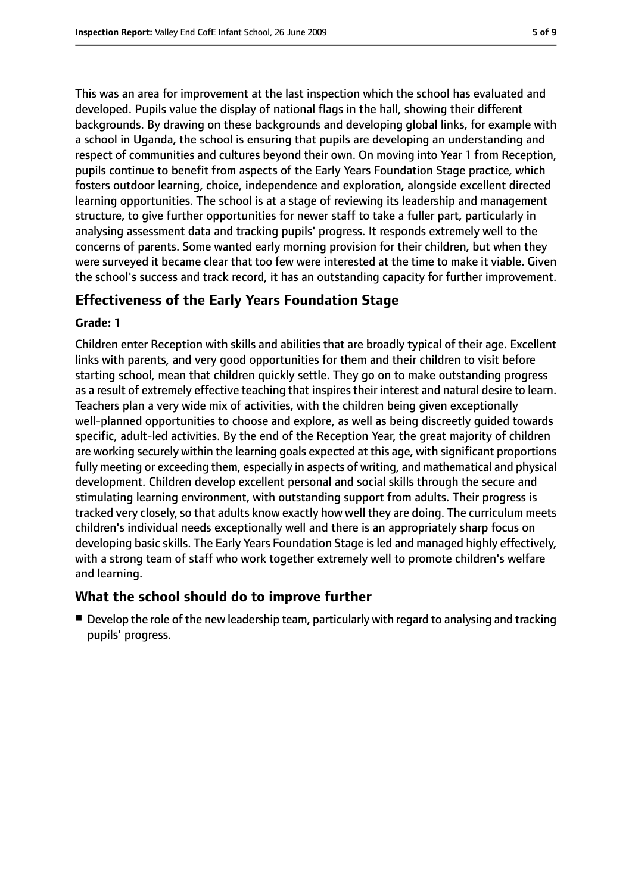This was an area for improvement at the last inspection which the school has evaluated and developed. Pupils value the display of national flags in the hall, showing their different backgrounds. By drawing on these backgrounds and developing global links, for example with a school in Uganda, the school is ensuring that pupils are developing an understanding and respect of communities and cultures beyond their own. On moving into Year 1 from Reception, pupils continue to benefit from aspects of the Early Years Foundation Stage practice, which fosters outdoor learning, choice, independence and exploration, alongside excellent directed learning opportunities. The school is at a stage of reviewing its leadership and management structure, to give further opportunities for newer staff to take a fuller part, particularly in analysing assessment data and tracking pupils' progress. It responds extremely well to the concerns of parents. Some wanted early morning provision for their children, but when they were surveyed it became clear that too few were interested at the time to make it viable. Given the school's success and track record, it has an outstanding capacity for further improvement.

## Effectiveness of the Early Years Foundation Stage

**Grade: 1**

Children enter Reception with skills and abilities that are broadly typical of their age. Excellent links with parents, and very good opportunities for them and their children to visit before starting school, mean that children quickly settle. They go on to make outstanding progress as a result of extremely effective teaching that inspires their interest and natural desire to learn. Teachers plan a very wide mix of activities, with the children being given exceptionally well-planned opportunities to choose and explore, as well as being discreetly guided towards specific, adult-led activities. By the end of the Reception Year, the great majority of children are working securely within the learning goals expected at this age, with significant proportions fully meeting or exceeding them, especially in aspects of writing, and mathematical and physical development. Children develop excellent personal and social skills through the secure and stimulating learning environment, with outstanding support from adults. Their progress is tracked very closely, so that adults know exactly how well they are doing. The curriculum meets children's individual needs exceptionally well and there is an appropriately sharp focus on developing basic skills. The Early Years Foundation Stage is led and managed highly effectively, with a strong team of staff who work together extremely well to promote children's welfare and learning.

## What the school should do to improve further

- Develop the role of the new leadership team, particularly with regard to analysing and tracking pupils' progress.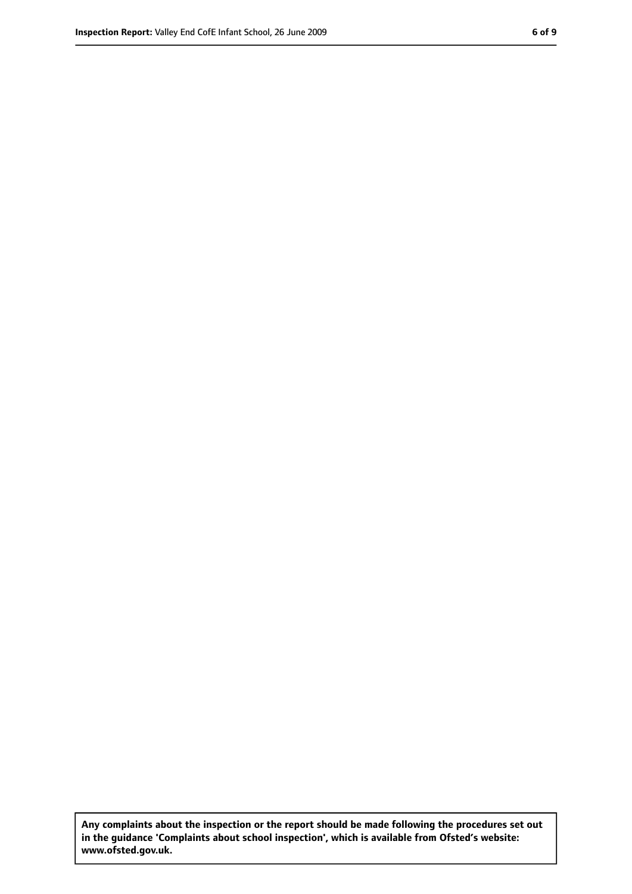**Any complaints about the inspection or the report should be made following the procedures set out in the guidance 'Complaints about school inspection', which is available from Ofsted's website: www.ofsted.gov.uk.**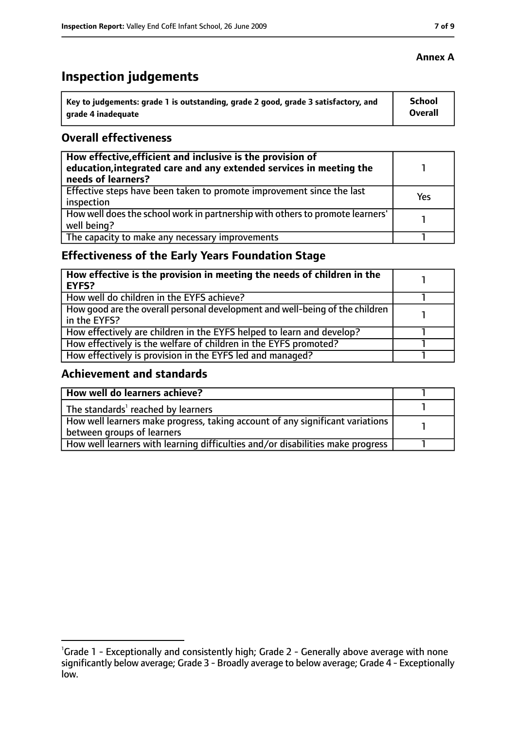**Annex A**

# Inspection judgements

| Key to judgements: grade 1 is outstanding, grade 2 good, grade 3 satisfactory, and grade 4 inadequate | School Overall |
|---|---|

## Overall effectiveness

| | |
|---|---|
| **How effective, efficient and inclusive is the provision of education, integrated care and any extended services in meeting the needs of learners?** | 1 |
| Effective steps have been taken to promote improvement since the last inspection | Yes |
| How well does the school work in partnership with others to promote learners' well being? | 1 |
| The capacity to make any necessary improvements | 1 |

## Effectiveness of the Early Years Foundation Stage

| | |
|---|---|
| **How effective is the provision in meeting the needs of children in the EYFS?** | 1 |
| How well do children in the EYFS achieve? | 1 |
| How good are the overall personal development and well-being of the children in the EYFS? | 1 |
| How effectively are children in the EYFS helped to learn and develop? | 1 |
| How effectively is the welfare of children in the EYFS promoted? | 1 |
| How effectively is provision in the EYFS led and managed? | 1 |

## Achievement and standards

| | |
|---|---|
| **How well do learners achieve?** | 1 |
| The standards[1] reached by learners | 1 |
| How well learners make progress, taking account of any significant variations between groups of learners | 1 |
| How well learners with learning difficulties and/or disabilities make progress | 1 |

[1]Grade 1 - Exceptionally and consistently high; Grade 2 - Generally above average with none significantly below average; Grade 3 - Broadly average to below average; Grade 4 - Exceptionally low.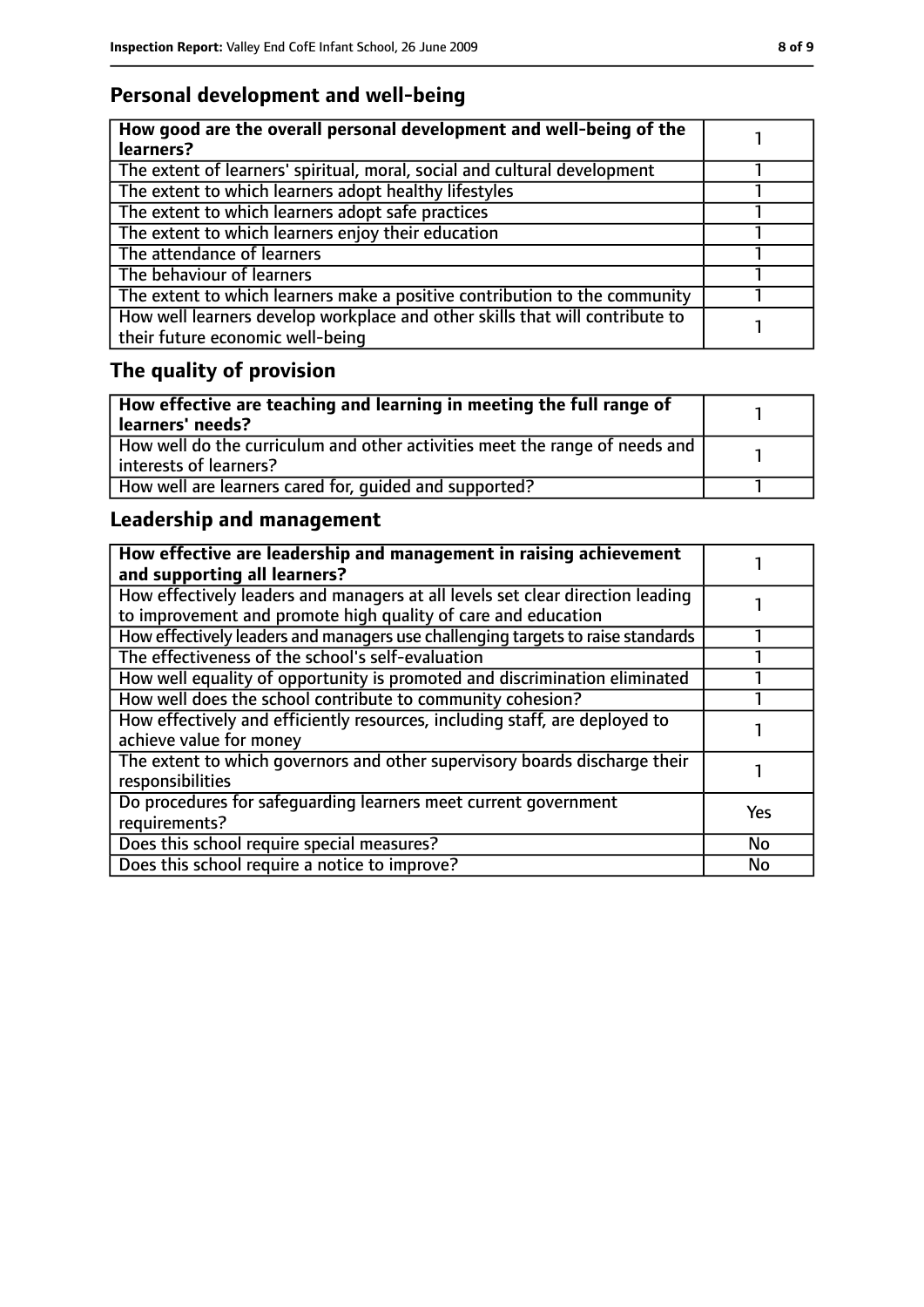## Personal development and well-being

| **How good are the overall personal development and well-being of the learners?** | 1 |
|---|---|
| The extent of learners' spiritual, moral, social and cultural development | 1 |
| The extent to which learners adopt healthy lifestyles | 1 |
| The extent to which learners adopt safe practices | 1 |
| The extent to which learners enjoy their education | 1 |
| The attendance of learners | 1 |
| The behaviour of learners | 1 |
| The extent to which learners make a positive contribution to the community | 1 |
| How well learners develop workplace and other skills that will contribute to their future economic well-being | 1 |

## The quality of provision

| **How effective are teaching and learning in meeting the full range of learners' needs?** | 1 |
|---|---|
| How well do the curriculum and other activities meet the range of needs and interests of learners? | 1 |
| How well are learners cared for, guided and supported? | 1 |

## Leadership and management

| **How effective are leadership and management in raising achievement and supporting all learners?** | 1 |
|---|---|
| How effectively leaders and managers at all levels set clear direction leading to improvement and promote high quality of care and education | 1 |
| How effectively leaders and managers use challenging targets to raise standards | 1 |
| The effectiveness of the school's self-evaluation | 1 |
| How well equality of opportunity is promoted and discrimination eliminated | 1 |
| How well does the school contribute to community cohesion? | 1 |
| How effectively and efficiently resources, including staff, are deployed to achieve value for money | 1 |
| The extent to which governors and other supervisory boards discharge their responsibilities | 1 |
| Do procedures for safeguarding learners meet current government requirements? | Yes |
| Does this school require special measures? | No |
| Does this school require a notice to improve? | No |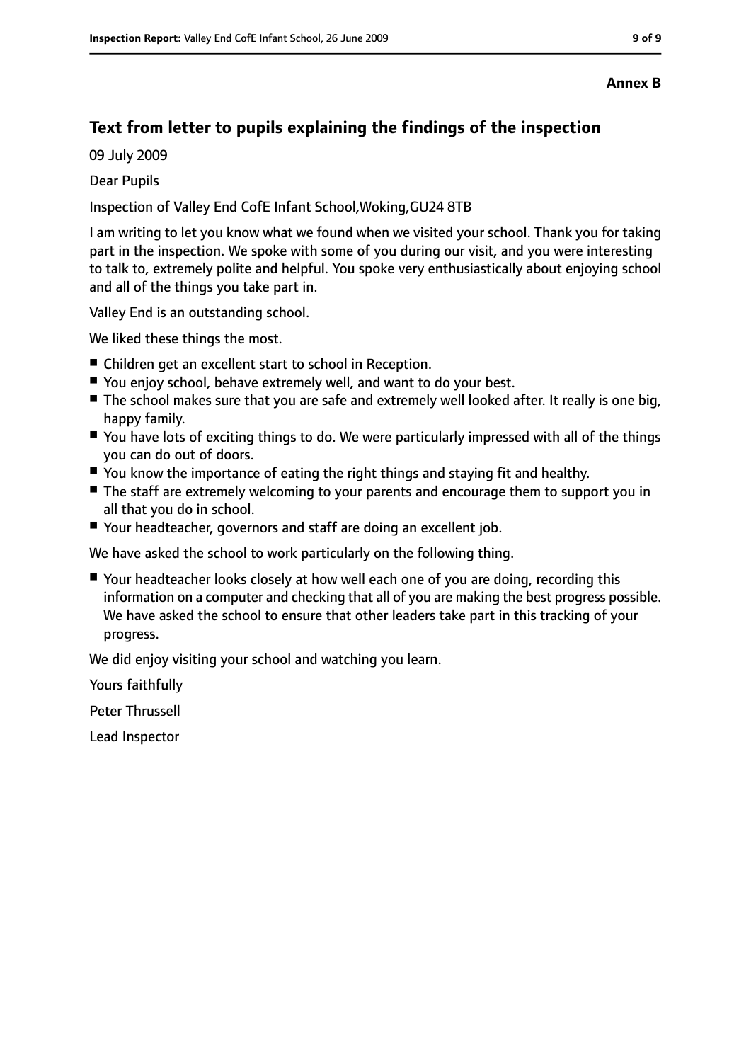**Annex B**

## Text from letter to pupils explaining the findings of the inspection

09 July 2009

Dear Pupils

Inspection of Valley End CofE Infant School,Woking,GU24 8TB

I am writing to let you know what we found when we visited your school. Thank you for taking part in the inspection. We spoke with some of you during our visit, and you were interesting to talk to, extremely polite and helpful. You spoke very enthusiastically about enjoying school and all of the things you take part in.

Valley End is an outstanding school.

We liked these things the most.

- Children get an excellent start to school in Reception.
- You enjoy school, behave extremely well, and want to do your best.
- The school makes sure that you are safe and extremely well looked after. It really is one big, happy family.
- You have lots of exciting things to do. We were particularly impressed with all of the things you can do out of doors.
- You know the importance of eating the right things and staying fit and healthy.
- The staff are extremely welcoming to your parents and encourage them to support you in all that you do in school.
- Your headteacher, governors and staff are doing an excellent job.

We have asked the school to work particularly on the following thing.

- Your headteacher looks closely at how well each one of you are doing, recording this information on a computer and checking that all of you are making the best progress possible. We have asked the school to ensure that other leaders take part in this tracking of your progress.

We did enjoy visiting your school and watching you learn.

Yours faithfully

Peter Thrussell

Lead Inspector